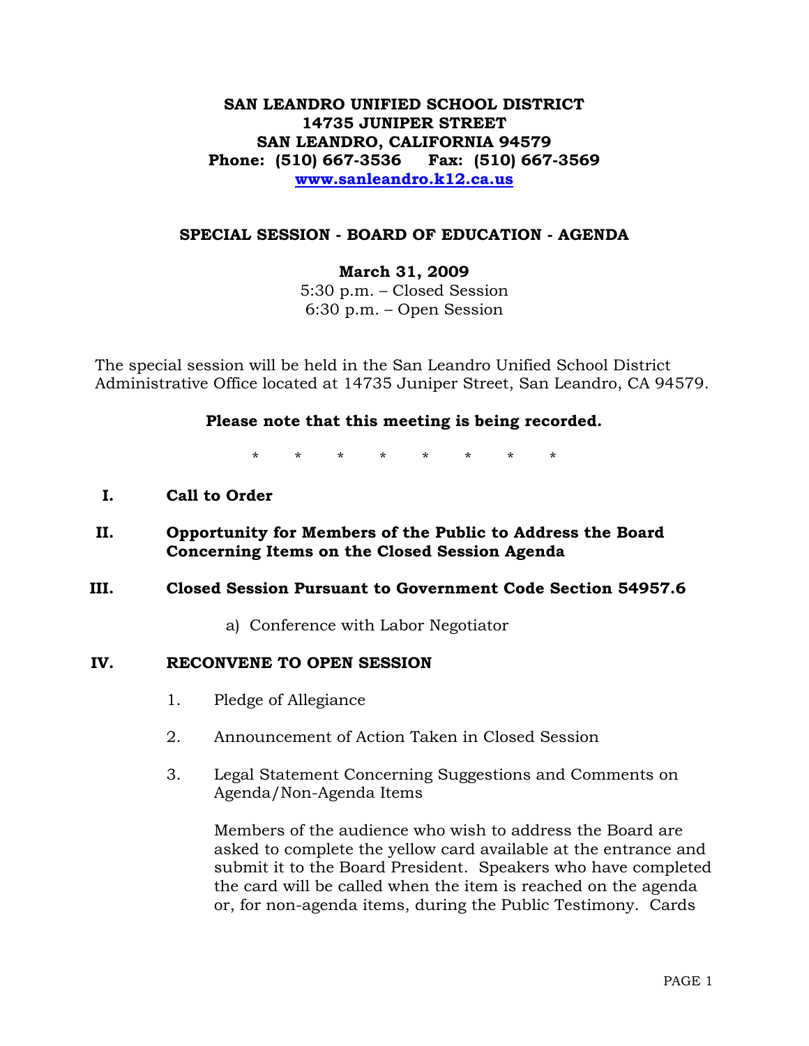**SAN LEANDRO UNIFIED SCHOOL DISTRICT**
**14735 JUNIPER STREET**
**SAN LEANDRO, CALIFORNIA 94579**
**Phone: (510) 667-3536 Fax: (510) 667-3569**
**www.sanleandro.k12.ca.us**

## SPECIAL SESSION - BOARD OF EDUCATION - AGENDA

**March 31, 2009**
5:30 p.m. – Closed Session
6:30 p.m. – Open Session

The special session will be held in the San Leandro Unified School District Administrative Office located at 14735 Juniper Street, San Leandro, CA 94579.

**Please note that this meeting is being recorded.**

\* \* \* \* \* \* \* \*

**I. Call to Order**

**II. Opportunity for Members of the Public to Address the Board Concerning Items on the Closed Session Agenda**

**III. Closed Session Pursuant to Government Code Section 54957.6**

a) Conference with Labor Negotiator

**IV. RECONVENE TO OPEN SESSION**

1. Pledge of Allegiance

2. Announcement of Action Taken in Closed Session

3. Legal Statement Concerning Suggestions and Comments on Agenda/Non-Agenda Items

   Members of the audience who wish to address the Board are asked to complete the yellow card available at the entrance and submit it to the Board President. Speakers who have completed the card will be called when the item is reached on the agenda or, for non-agenda items, during the Public Testimony. Cards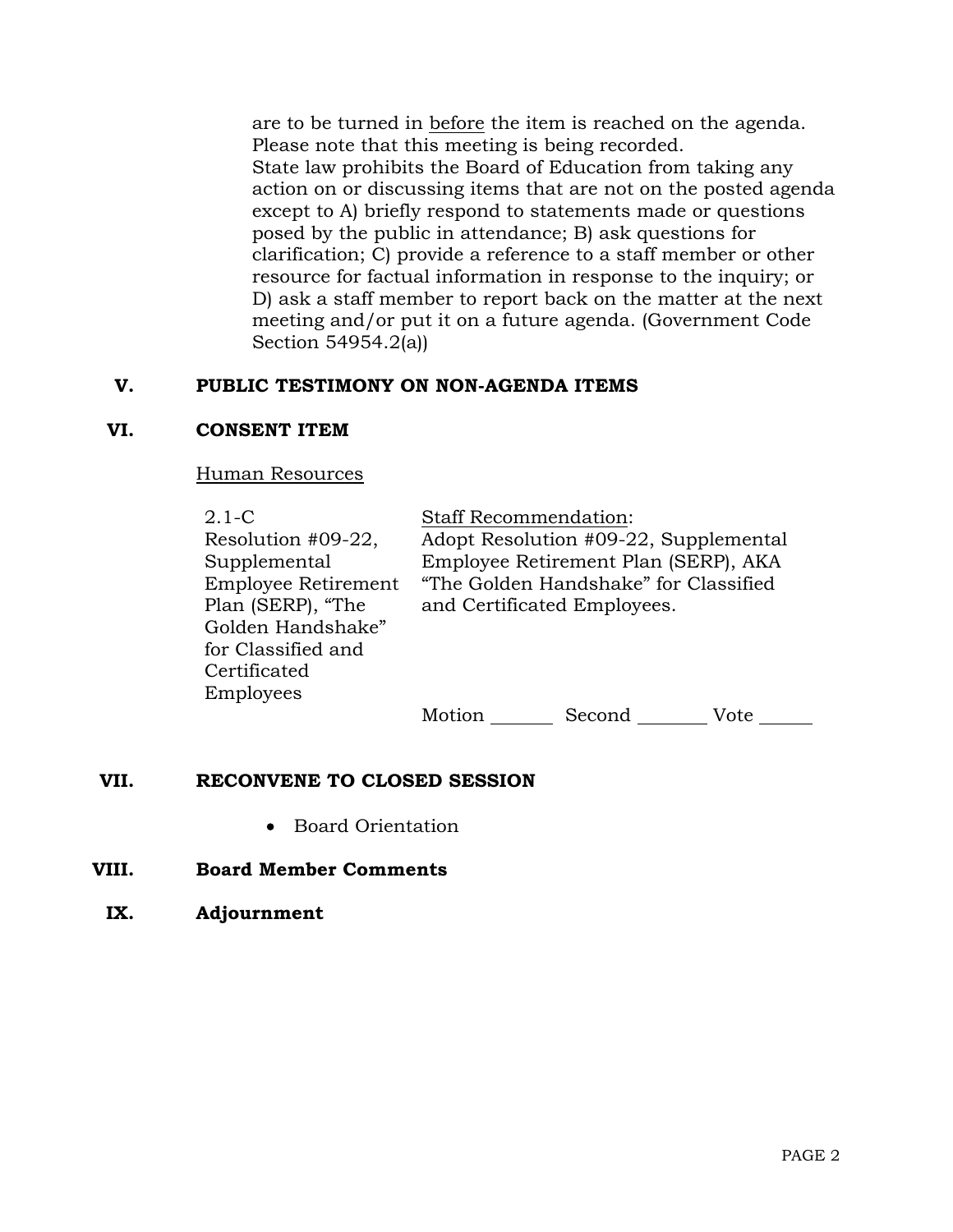are to be turned in before the item is reached on the agenda. Please note that this meeting is being recorded.
State law prohibits the Board of Education from taking any action on or discussing items that are not on the posted agenda except to A) briefly respond to statements made or questions posed by the public in attendance; B) ask questions for clarification; C) provide a reference to a staff member or other resource for factual information in response to the inquiry; or D) ask a staff member to report back on the matter at the next meeting and/or put it on a future agenda. (Government Code Section 54954.2(a))

## V. PUBLIC TESTIMONY ON NON-AGENDA ITEMS

## VI. CONSENT ITEM

Human Resources

| | |
|---|---|
| 2.1-C<br>Resolution #09-22, Supplemental Employee Retirement Plan (SERP), "The Golden Handshake" for Classified and Certificated Employees | Staff Recommendation:<br>Adopt Resolution #09-22, Supplemental Employee Retirement Plan (SERP), AKA "The Golden Handshake" for Classified and Certificated Employees.<br><br>Motion _______ Second _______ Vote _____ |

## VII. RECONVENE TO CLOSED SESSION

- Board Orientation

## VIII. Board Member Comments

## IX. Adjournment